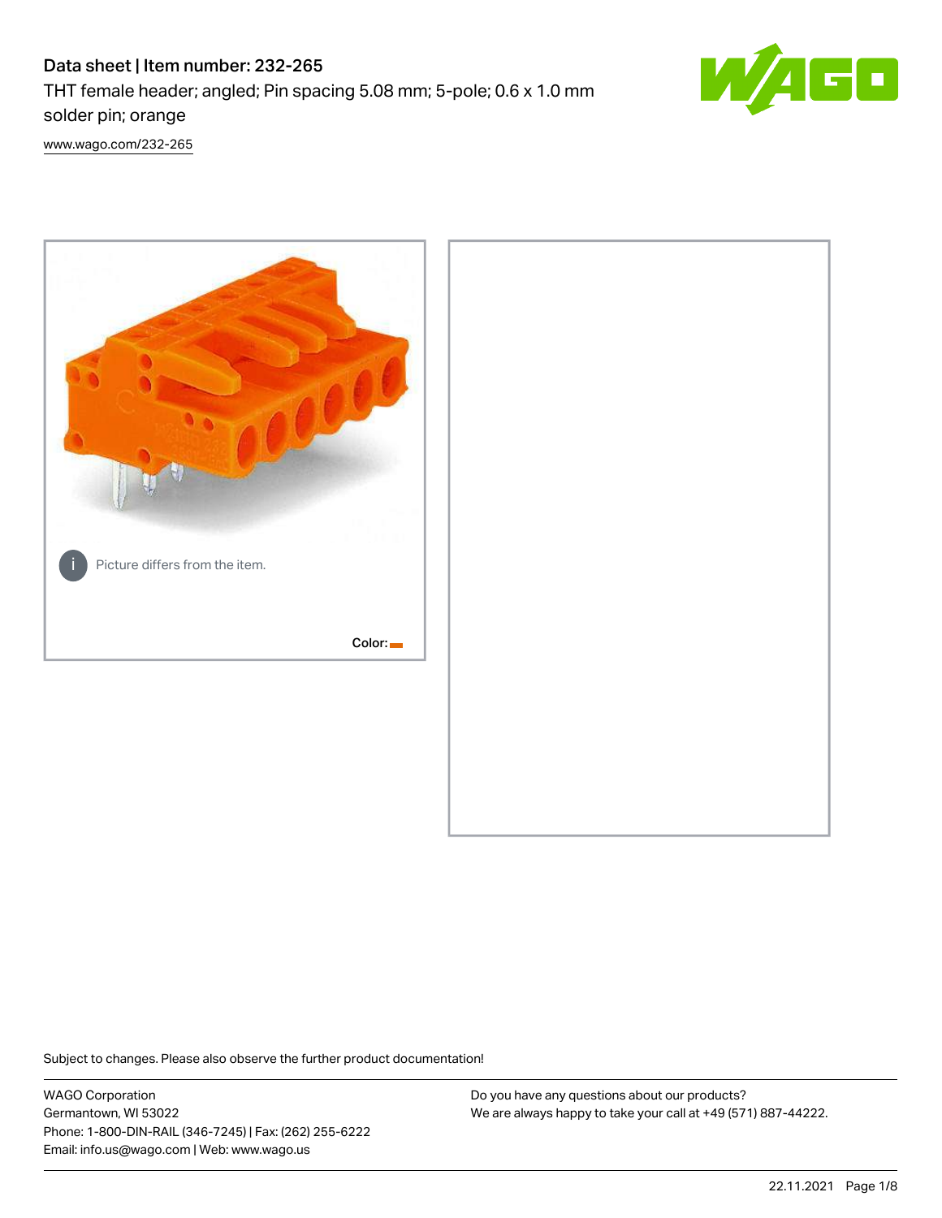# Data sheet | Item number: 232-265

THT female header; angled; Pin spacing 5.08 mm; 5-pole; 0.6 x 1.0 mm solder pin; orange

[www.wago.com/232-265](www.wago.com/232-265)

Picture differs from the item.

Color:

Subject to changes. Please also observe the further product documentation!

WAGO Corporation
Germantown, WI 53022
Phone: 1-800-DIN-RAIL (346-7245) | Fax: (262) 255-6222
Email: info.us@wago.com | Web: www.wago.us

Do you have any questions about our products?
We are always happy to take your call at +49 (571) 887-44222.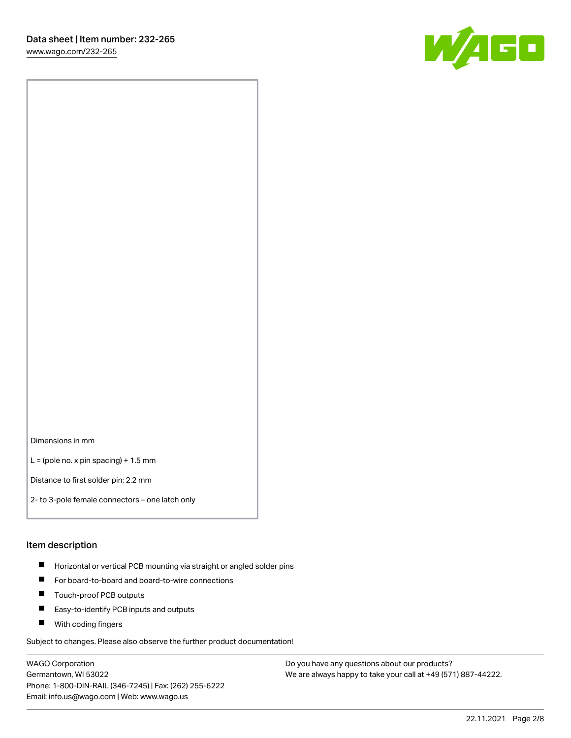Dimensions in mm

L = (pole no. x pin spacing) + 1.5 mm

Distance to first solder pin: 2.2 mm

2- to 3-pole female connectors – one latch only

## Item description

- Horizontal or vertical PCB mounting via straight or angled solder pins
- For board-to-board and board-to-wire connections
- Touch-proof PCB outputs
- Easy-to-identify PCB inputs and outputs
- With coding fingers

Subject to changes. Please also observe the further product documentation!

WAGO Corporation
Germantown, WI 53022
Phone: 1-800-DIN-RAIL (346-7245) | Fax: (262) 255-6222
Email: info.us@wago.com | Web: www.wago.us

Do you have any questions about our products?
We are always happy to take your call at +49 (571) 887-44222.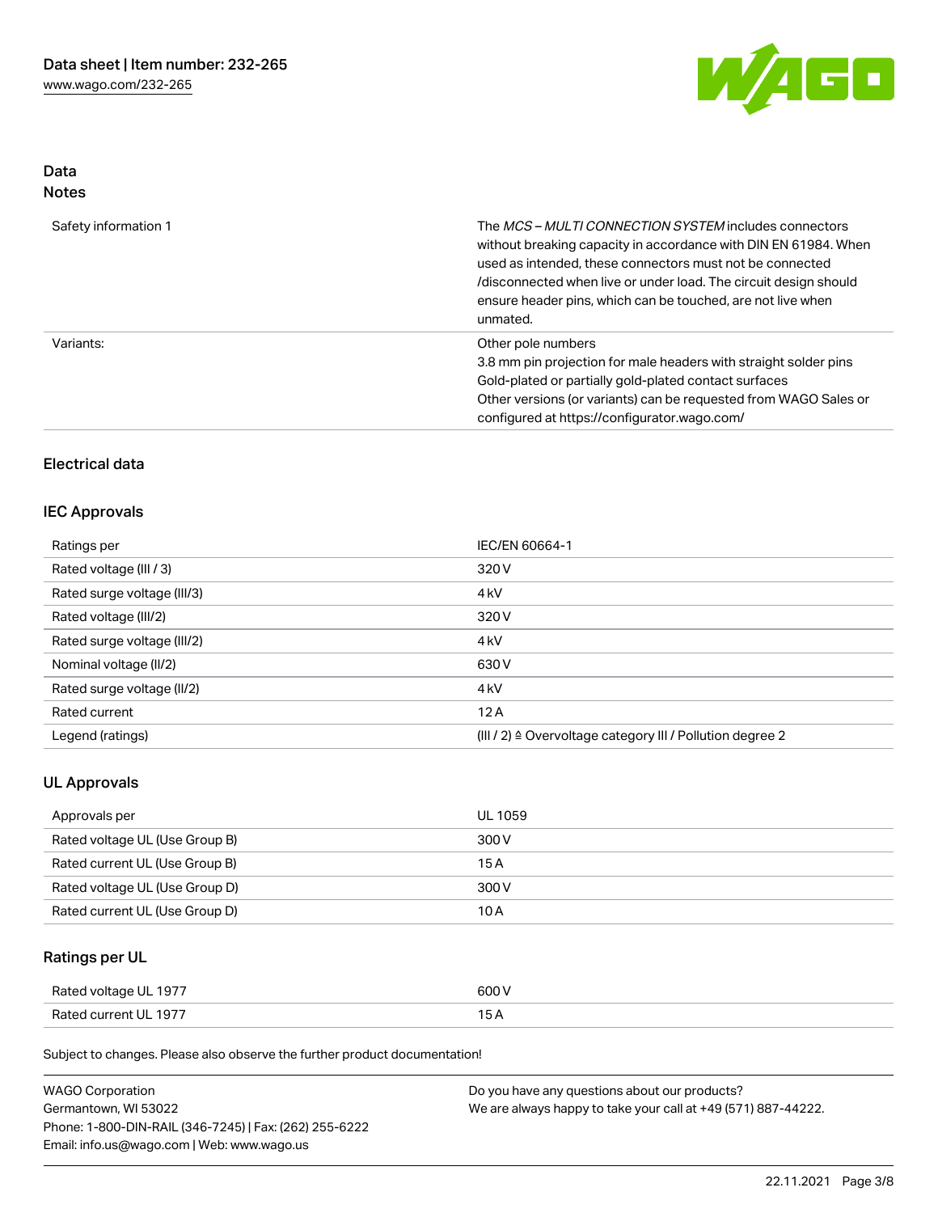## Data
### Notes

| | |
|---|---|
| Safety information 1 | The *MCS – MULTI CONNECTION SYSTEM* includes connectors without breaking capacity in accordance with DIN EN 61984. When used as intended, these connectors must not be connected /disconnected when live or under load. The circuit design should ensure header pins, which can be touched, are not live when unmated. |
| Variants: | Other pole numbers<br>3.8 mm pin projection for male headers with straight solder pins<br>Gold-plated or partially gold-plated contact surfaces<br>Other versions (or variants) can be requested from WAGO Sales or configured at https://configurator.wago.com/ |

## Electrical data

### IEC Approvals

| | |
|---|---|
| Ratings per | IEC/EN 60664-1 |
| Rated voltage (III / 3) | 320 V |
| Rated surge voltage (III/3) | 4 kV |
| Rated voltage (III/2) | 320 V |
| Rated surge voltage (III/2) | 4 kV |
| Nominal voltage (II/2) | 630 V |
| Rated surge voltage (II/2) | 4 kV |
| Rated current | 12 A |
| Legend (ratings) | (III / 2) ≙ Overvoltage category III / Pollution degree 2 |

### UL Approvals

| | |
|---|---|
| Approvals per | UL 1059 |
| Rated voltage UL (Use Group B) | 300 V |
| Rated current UL (Use Group B) | 15 A |
| Rated voltage UL (Use Group D) | 300 V |
| Rated current UL (Use Group D) | 10 A |

### Ratings per UL

| | |
|---|---|
| Rated voltage UL 1977 | 600 V |
| Rated current UL 1977 | 15 A |

Subject to changes. Please also observe the further product documentation!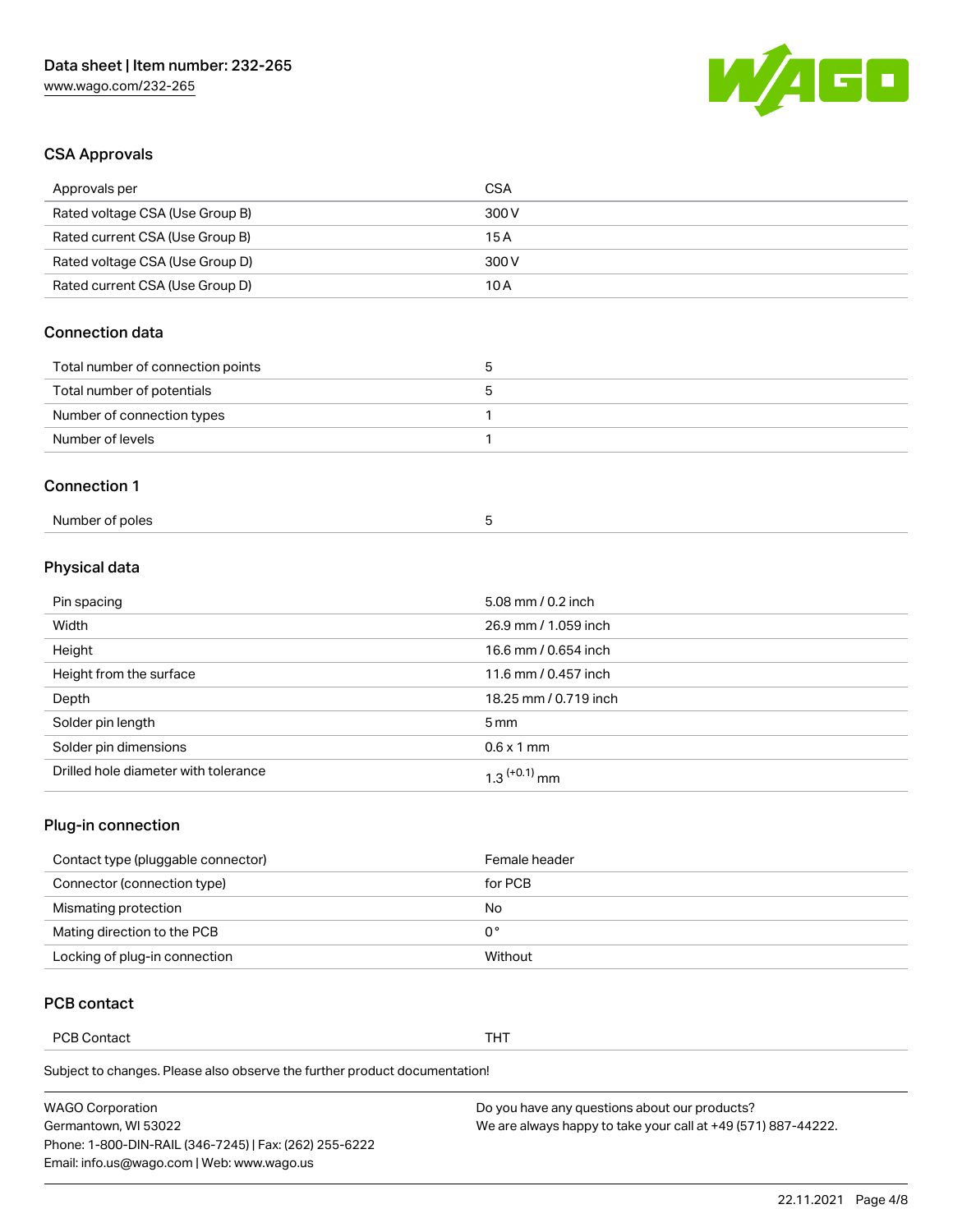## CSA Approvals

| Approvals per | CSA |
| --- | --- |
| Rated voltage CSA (Use Group B) | 300 V |
| Rated current CSA (Use Group B) | 15 A |
| Rated voltage CSA (Use Group D) | 300 V |
| Rated current CSA (Use Group D) | 10 A |

## Connection data

| Total number of connection points | 5 |
| --- | --- |
| Total number of potentials | 5 |
| Number of connection types | 1 |
| Number of levels | 1 |

## Connection 1

| Number of poles | 5 |
| --- | --- |

## Physical data

| Pin spacing | 5.08 mm / 0.2 inch |
| --- | --- |
| Width | 26.9 mm / 1.059 inch |
| Height | 16.6 mm / 0.654 inch |
| Height from the surface | 11.6 mm / 0.457 inch |
| Depth | 18.25 mm / 0.719 inch |
| Solder pin length | 5 mm |
| Solder pin dimensions | 0.6 x 1 mm |
| Drilled hole diameter with tolerance | $1.3^{(+0.1)}$ mm |

## Plug-in connection

| Contact type (pluggable connector) | Female header |
| --- | --- |
| Connector (connection type) | for PCB |
| Mismating protection | No |
| Mating direction to the PCB | 0 ° |
| Locking of plug-in connection | Without |

## PCB contact

| PCB Contact | THT |
| --- | --- |

Subject to changes. Please also observe the further product documentation!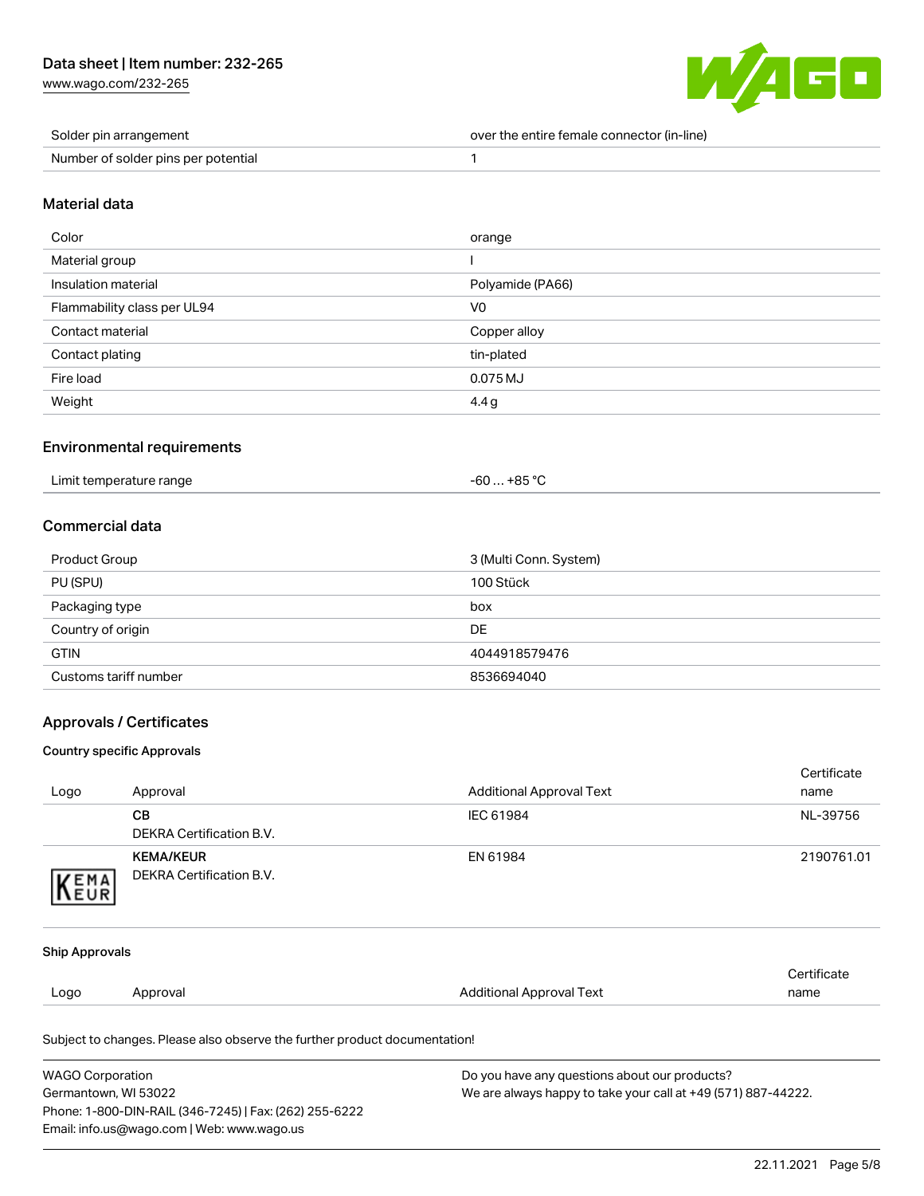| Solder pin arrangement | over the entire female connector (in-line) |
| --- | --- |
| Number of solder pins per potential | 1 |

## Material data

| Color | orange |
| --- | --- |
| Material group | I |
| Insulation material | Polyamide (PA66) |
| Flammability class per UL94 | V0 |
| Contact material | Copper alloy |
| Contact plating | tin-plated |
| Fire load | 0.075 MJ |
| Weight | 4.4 g |

## Environmental requirements

| Limit temperature range | -60 … +85 °C |
| --- | --- |

## Commercial data

| Product Group | 3 (Multi Conn. System) |
| --- | --- |
| PU (SPU) | 100 Stück |
| Packaging type | box |
| Country of origin | DE |
| GTIN | 4044918579476 |
| Customs tariff number | 8536694040 |

## Approvals / Certificates

### Country specific Approvals

| Logo | Approval | Additional Approval Text | Certificate name |
| --- | --- | --- | --- |
| | **CB**<br>DEKRA Certification B.V. | IEC 61984 | NL-39756 |
| | **KEMA/KEUR**<br>DEKRA Certification B.V. | EN 61984 | 2190761.01 |

### Ship Approvals

| Logo | Approval | Additional Approval Text | Certificate name |
| --- | --- | --- | --- |

Subject to changes. Please also observe the further product documentation!

WAGO Corporation
Germantown, WI 53022
Phone: 1-800-DIN-RAIL (346-7245) | Fax: (262) 255-6222
Email: info.us@wago.com | Web: www.wago.us

Do you have any questions about our products?
We are always happy to take your call at +49 (571) 887-44222.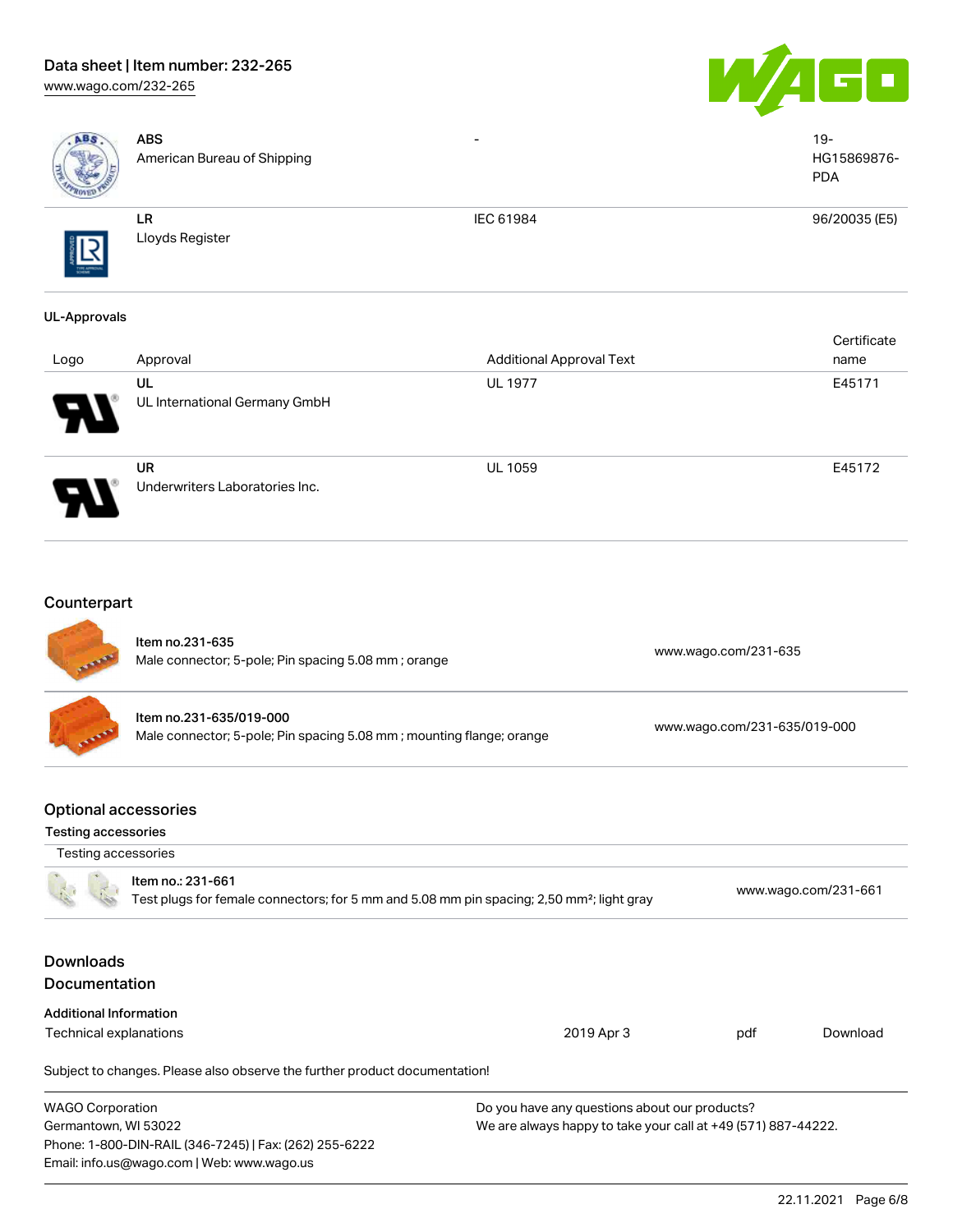| Logo | Approval | Additional Approval Text | Certificate name |
| --- | --- | --- | --- |
| | **ABS**<br>American Bureau of Shipping | - | 19-HG15869876-PDA |
| | **LR**<br>Lloyds Register | IEC 61984 | 96/20035 (E5) |

### UL-Approvals

| Logo | Approval | Additional Approval Text | Certificate name |
| --- | --- | --- | --- |
| | **UL**<br>UL International Germany GmbH | UL 1977 | E45171 |
| | **UR**<br>Underwriters Laboratories Inc. | UL 1059 | E45172 |

## Counterpart

| Item | Link |
| --- | --- |
| Item no.231-635<br>Male connector; 5-pole; Pin spacing 5.08 mm ; orange | www.wago.com/231-635 |
| Item no.231-635/019-000<br>Male connector; 5-pole; Pin spacing 5.08 mm ; mounting flange; orange | www.wago.com/231-635/019-000 |

## Optional accessories

### Testing accessories

| Testing accessories | |
| --- | --- |
| Item no.: 231-661<br>Test plugs for female connectors; for 5 mm and 5.08 mm pin spacing; 2,50 mm²; light gray | www.wago.com/231-661 |

## Downloads

## Documentation

### Additional Information

| | | | |
| --- | --- | --- | --- |
| Technical explanations | 2019 Apr 3 | pdf | Download |

Subject to changes. Please also observe the further product documentation!

WAGO Corporation
Germantown, WI 53022
Phone: 1-800-DIN-RAIL (346-7245) | Fax: (262) 255-6222
Email: info.us@wago.com | Web: www.wago.us

Do you have any questions about our products?
We are always happy to take your call at +49 (571) 887-44222.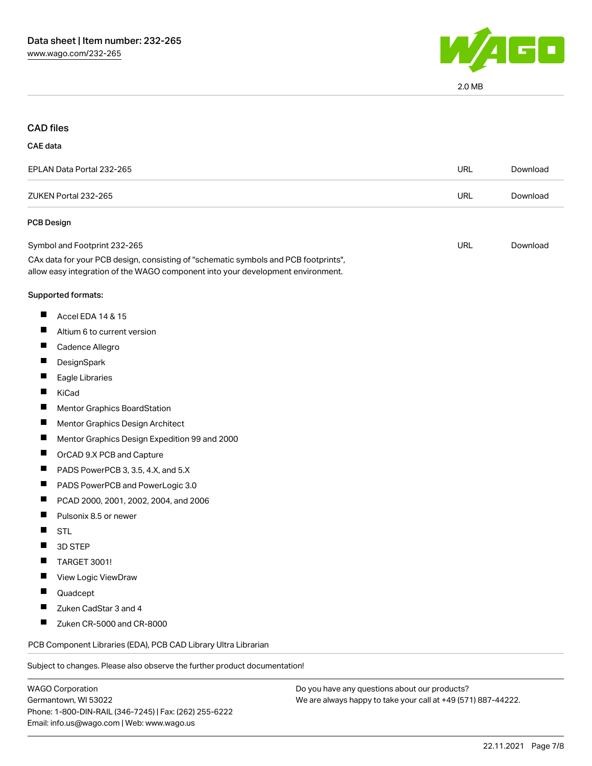2.0 MB

## CAD files

### CAE data

| | | |
|---|---|---|
| EPLAN Data Portal 232-265 | URL | Download |
| ZUKEN Portal 232-265 | URL | Download |

### PCB Design

| | | |
|---|---|---|
| Symbol and Footprint 232-265 | URL | Download |

CAx data for your PCB design, consisting of "schematic symbols and PCB footprints", allow easy integration of the WAGO component into your development environment.

Supported formats:

- Accel EDA 14 & 15
- Altium 6 to current version
- Cadence Allegro
- DesignSpark
- Eagle Libraries
- KiCad
- Mentor Graphics BoardStation
- Mentor Graphics Design Architect
- Mentor Graphics Design Expedition 99 and 2000
- OrCAD 9.X PCB and Capture
- PADS PowerPCB 3, 3.5, 4.X, and 5.X
- PADS PowerPCB and PowerLogic 3.0
- PCAD 2000, 2001, 2002, 2004, and 2006
- Pulsonix 8.5 or newer
- STL
- 3D STEP
- TARGET 3001!
- View Logic ViewDraw
- Quadcept
- Zuken CadStar 3 and 4
- Zuken CR-5000 and CR-8000

PCB Component Libraries (EDA), PCB CAD Library Ultra Librarian

Subject to changes. Please also observe the further product documentation!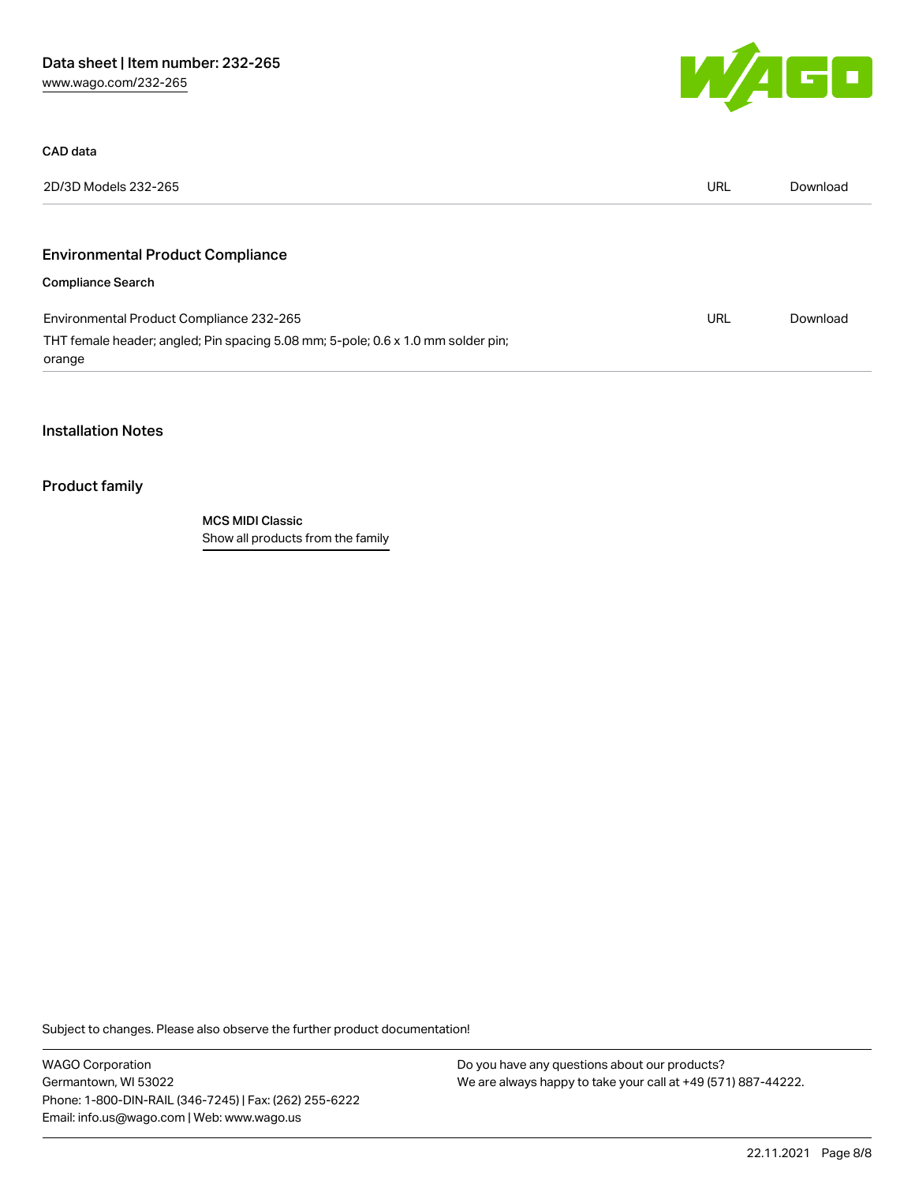#### CAD data

| | | |
|---|---|---|
| 2D/3D Models 232-265 | URL | Download |

## Environmental Product Compliance

#### Compliance Search

| | | |
|---|---|---|
| Environmental Product Compliance 232-265<br>THT female header; angled; Pin spacing 5.08 mm; 5-pole; 0.6 x 1.0 mm solder pin; orange | URL | Download |

## Installation Notes

## Product family

**MCS MIDI Classic**
Show all products from the family

Subject to changes. Please also observe the further product documentation!

WAGO Corporation
Germantown, WI 53022
Phone: 1-800-DIN-RAIL (346-7245) | Fax: (262) 255-6222
Email: info.us@wago.com | Web: www.wago.us

Do you have any questions about our products?
We are always happy to take your call at +49 (571) 887-44222.